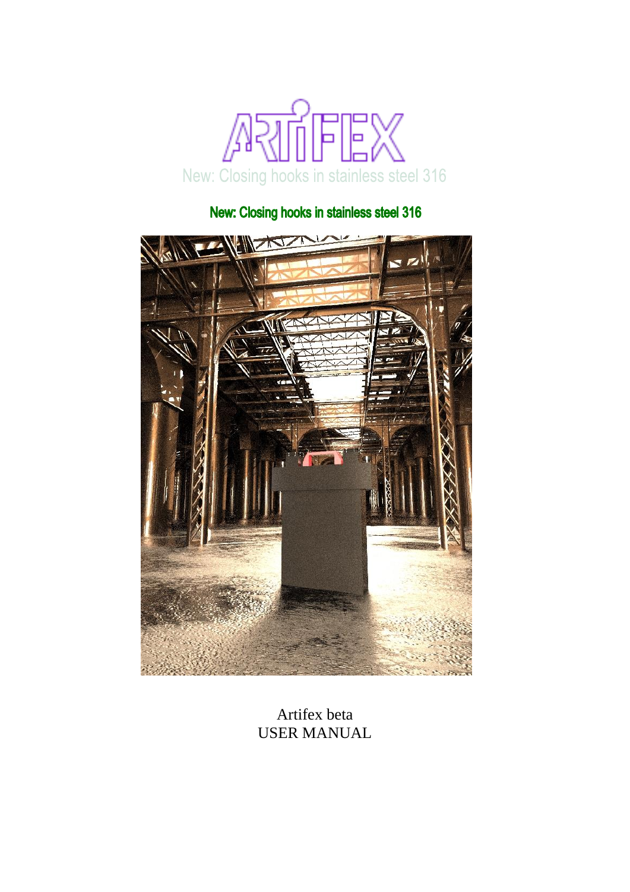ARTIFEX

New: Closing hooks in stainless steel 316

**New: Closing hooks in stainless steel 316**

Artifex beta
USER MANUAL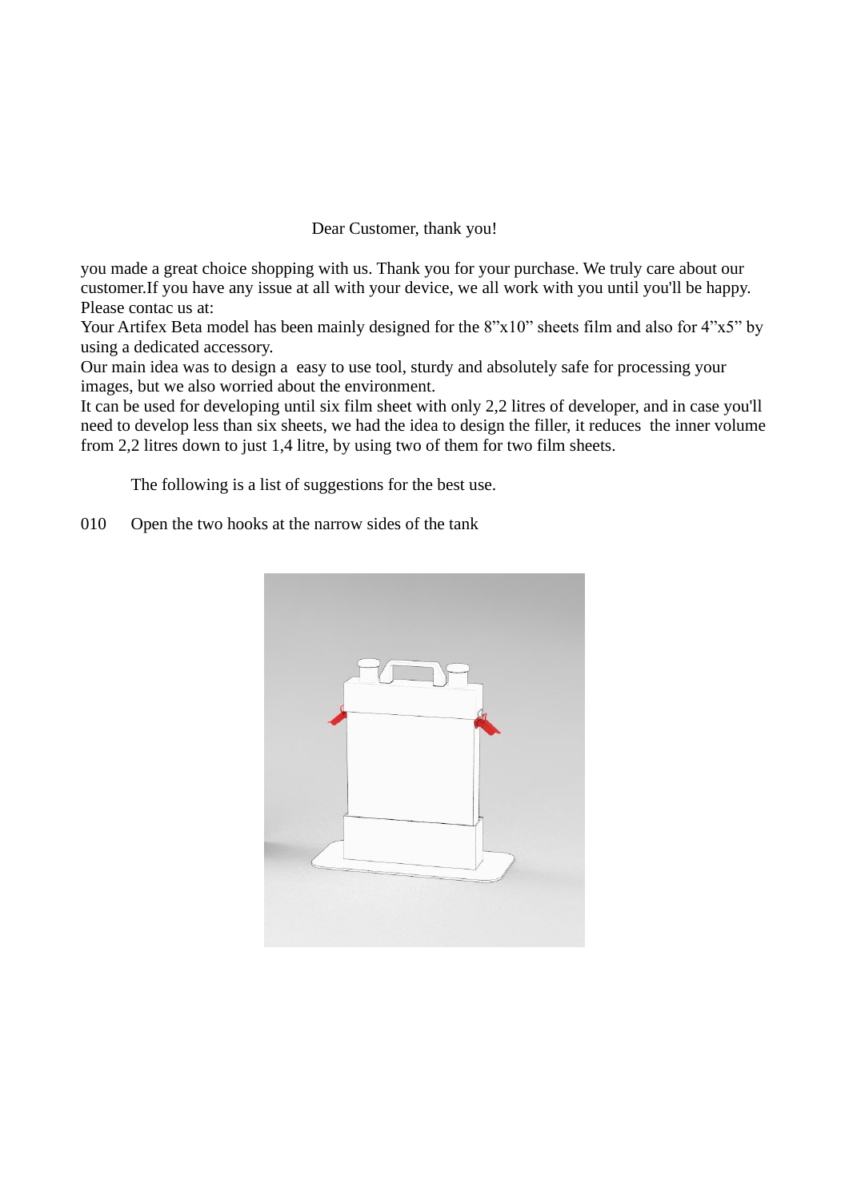Dear Customer, thank you!

you made a great choice shopping with us. Thank you for your purchase. We truly care about our customer.If you have any issue at all with your device, we all work with you until you'll be happy. Please contac us at:
Your Artifex Beta model has been mainly designed for the 8"x10" sheets film and also for 4"x5" by using a dedicated accessory.
Our main idea was to design a easy to use tool, sturdy and absolutely safe for processing your images, but we also worried about the environment.
It can be used for developing until six film sheet with only 2,2 litres of developer, and in case you'll need to develop less than six sheets, we had the idea to design the filler, it reduces the inner volume from 2,2 litres down to just 1,4 litre, by using two of them for two film sheets.

The following is a list of suggestions for the best use.

010 Open the two hooks at the narrow sides of the tank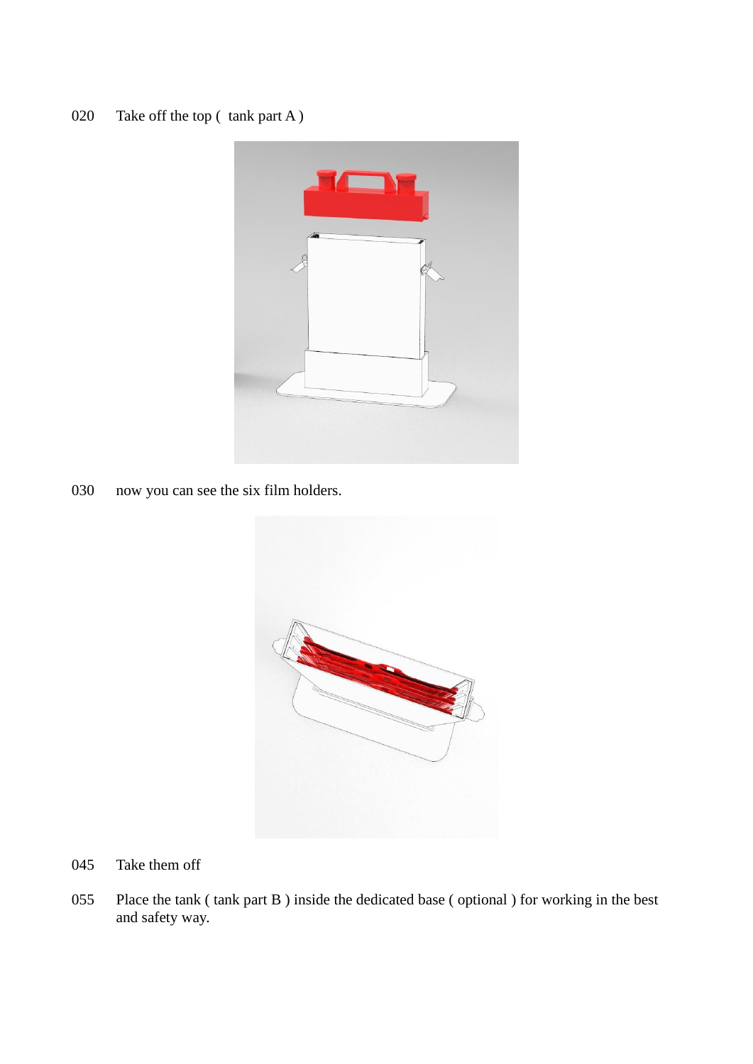020 Take off the top ( tank part A )

030 now you can see the six film holders.

045 Take them off

055 Place the tank ( tank part B ) inside the dedicated base ( optional ) for working in the best and safety way.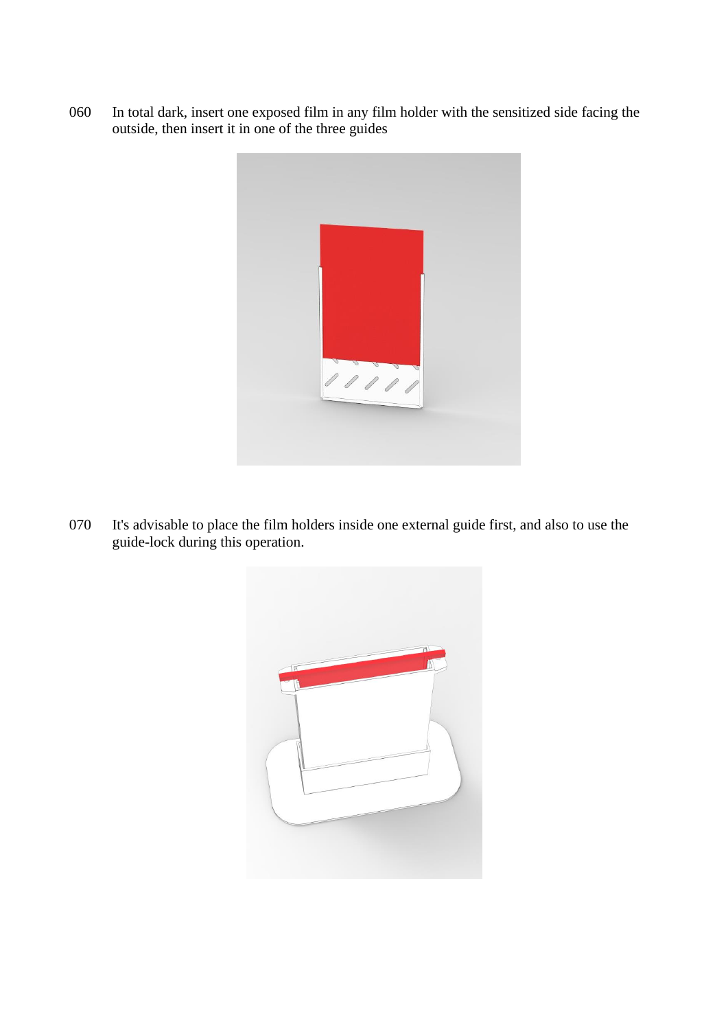060 In total dark, insert one exposed film in any film holder with the sensitized side facing the outside, then insert it in one of the three guides

070 It's advisable to place the film holders inside one external guide first, and also to use the guide-lock during this operation.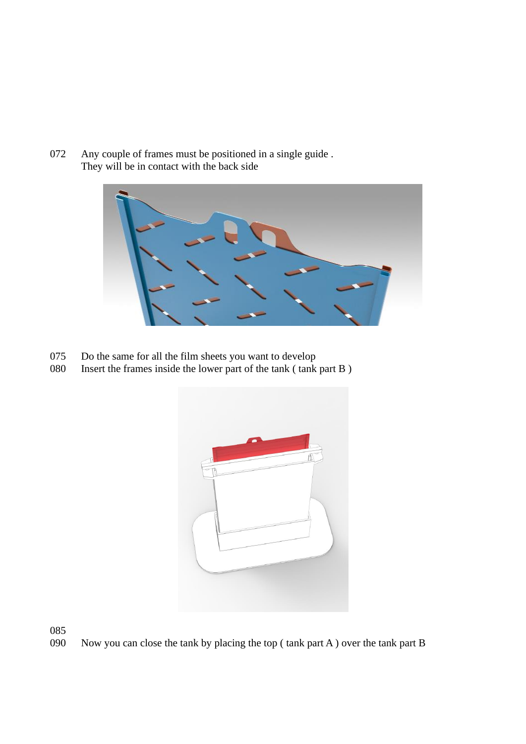072 Any couple of frames must be positioned in a single guide .
They will be in contact with the back side

075 Do the same for all the film sheets you want to develop

080 Insert the frames inside the lower part of the tank ( tank part B )

085

090 Now you can close the tank by placing the top ( tank part A ) over the tank part B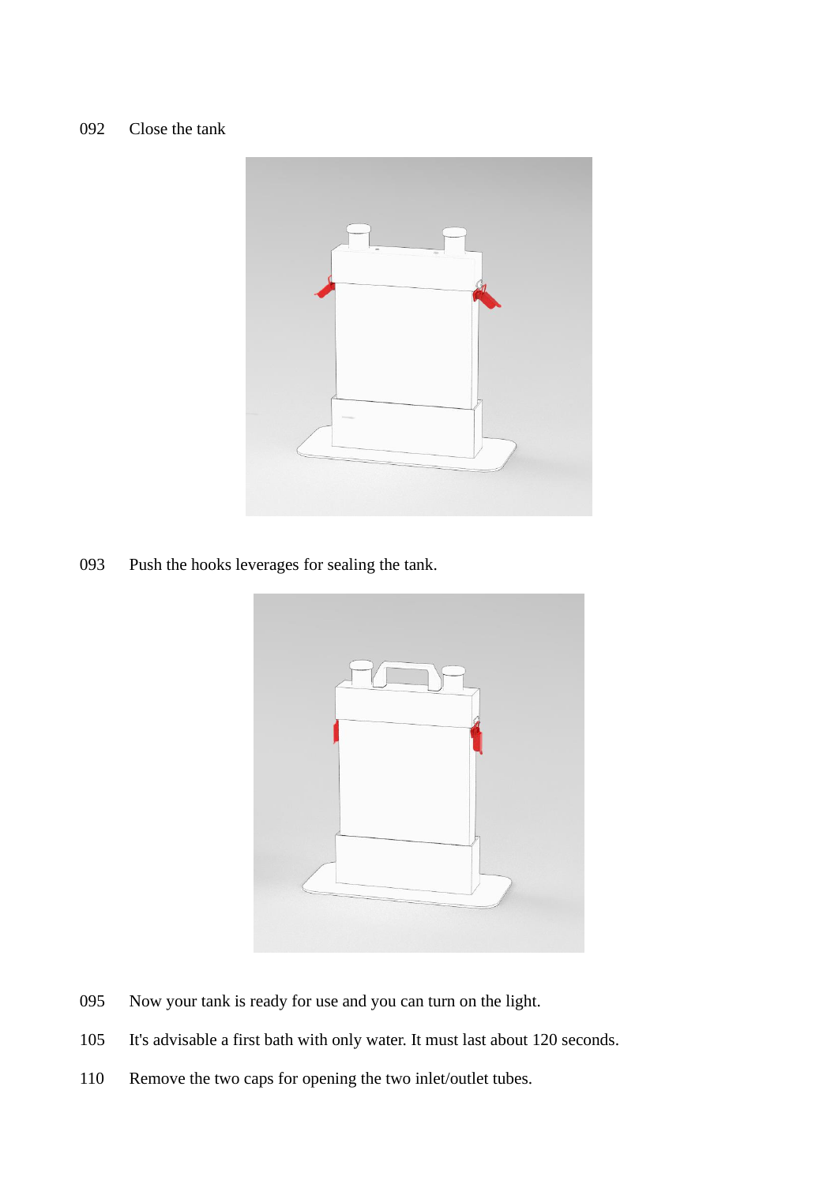092 Close the tank

093 Push the hooks leverages for sealing the tank.

095 Now your tank is ready for use and you can turn on the light.

105 It's advisable a first bath with only water. It must last about 120 seconds.

110 Remove the two caps for opening the two inlet/outlet tubes.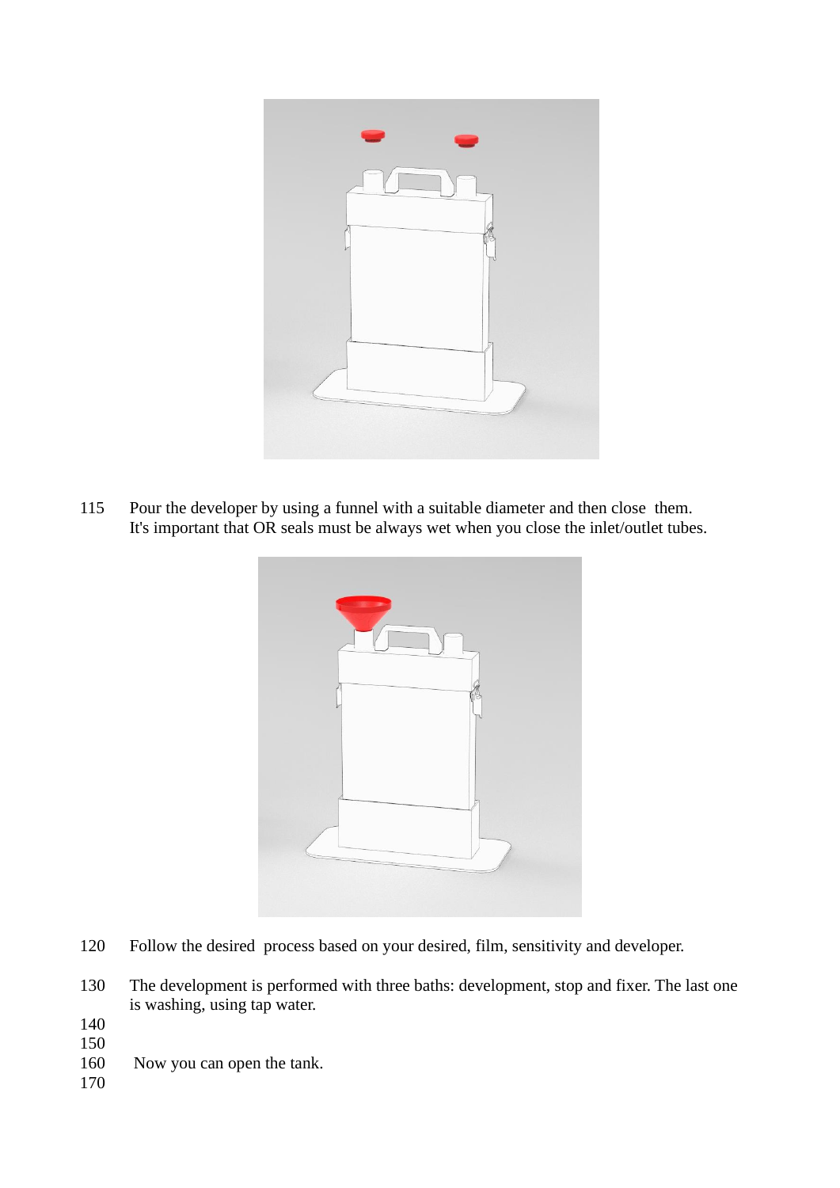115 Pour the developer by using a funnel with a suitable diameter and then close them.
It's important that OR seals must be always wet when you close the inlet/outlet tubes.

120 Follow the desired process based on your desired, film, sensitivity and developer.

130 The development is performed with three baths: development, stop and fixer. The last one is washing, using tap water.

140

150

160 Now you can open the tank.

170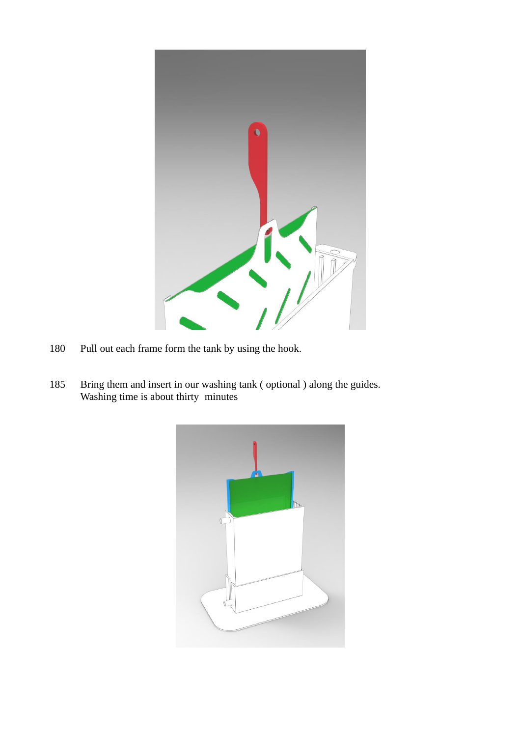180 Pull out each frame form the tank by using the hook.

185 Bring them and insert in our washing tank ( optional ) along the guides.
Washing time is about thirty  minutes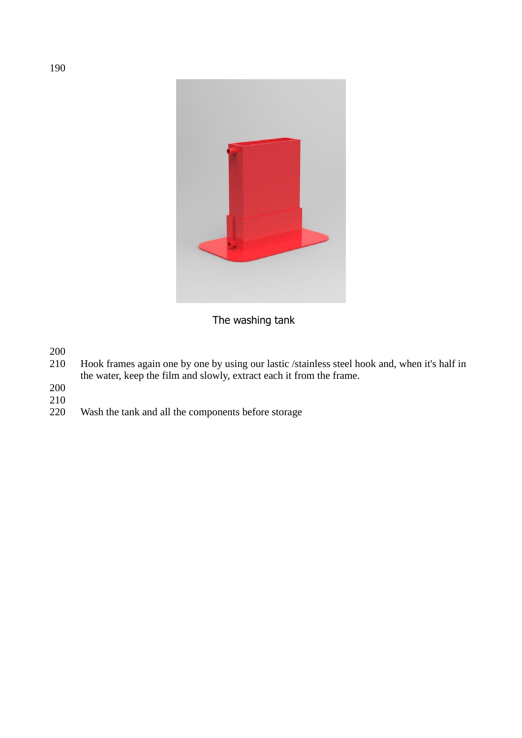190

The washing tank

200

210 Hook frames again one by one by using our lastic /stainless steel hook and, when it's half in the water, keep the film and slowly, extract each it from the frame.

200

210

220 Wash the tank and all the components before storage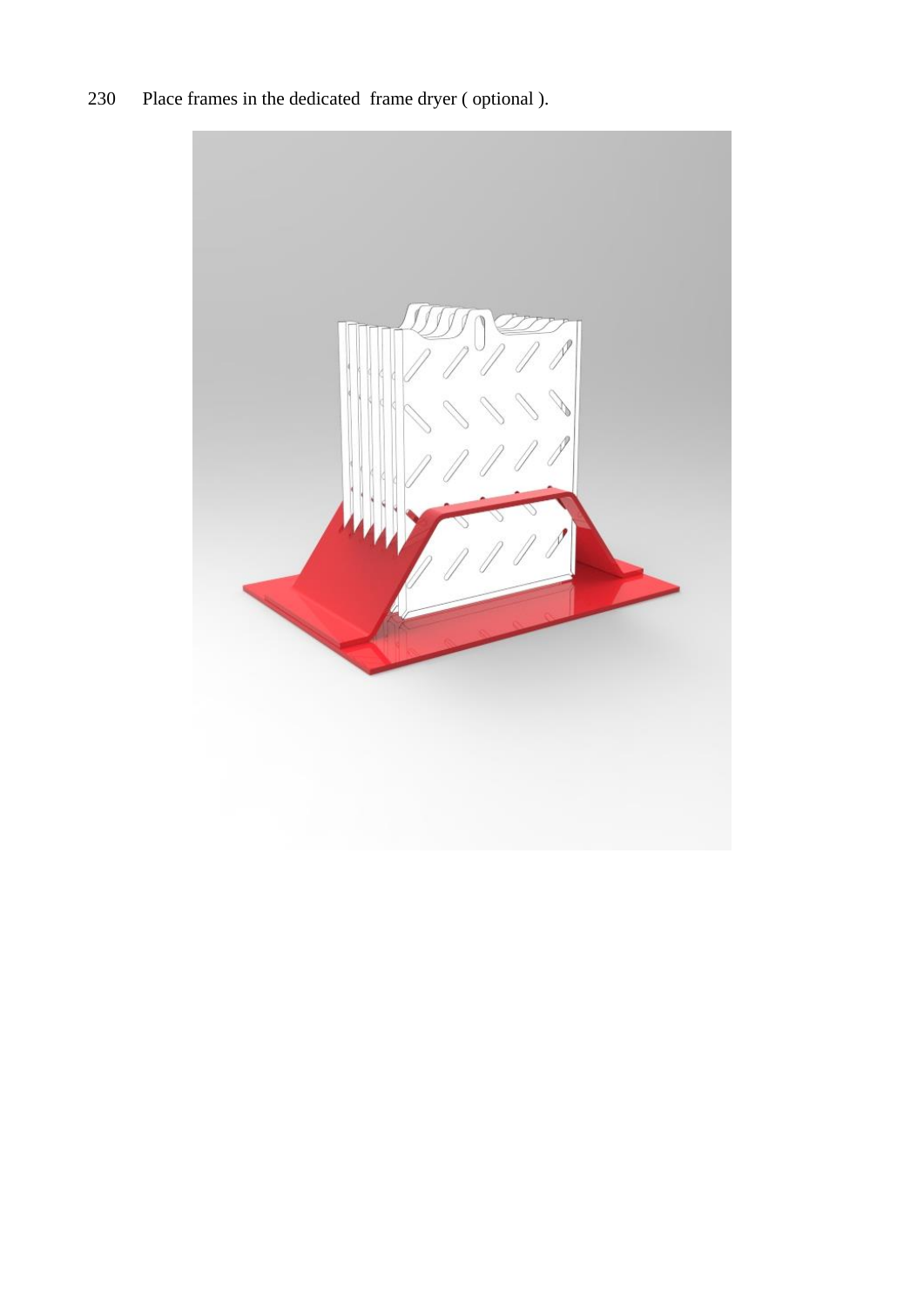230 Place frames in the dedicated frame dryer ( optional ).